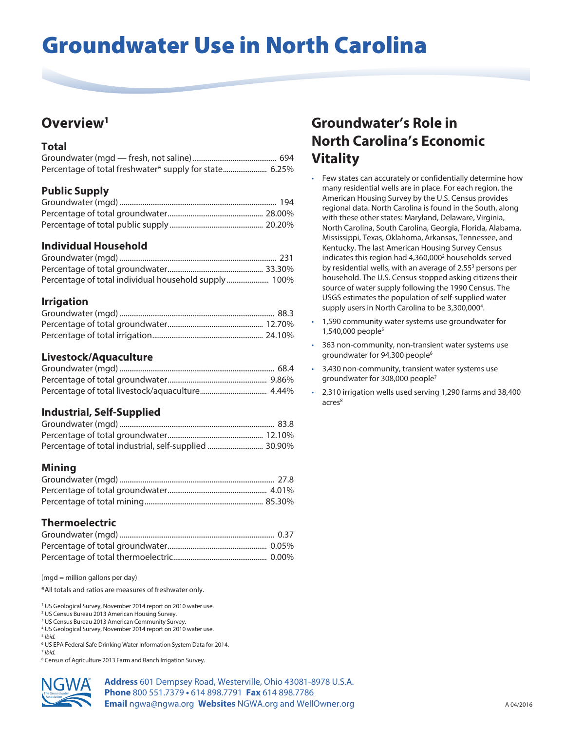# Groundwater Use in North Carolina

## Overview[1]

### Total

Groundwater (mgd — fresh, not saline)........................................... 694
Percentage of total freshwater* supply for state....................... 6.25%

### Public Supply

Groundwater (mgd) .................................................................................. 194
Percentage of total groundwater.................................................. 28.00%
Percentage of total public supply ................................................ 20.20%

### Individual Household

Groundwater (mgd) .................................................................................. 231
Percentage of total groundwater.................................................. 33.30%
Percentage of total individual household supply ...................... 100%

### Irrigation

Groundwater (mgd) ................................................................................. 88.3
Percentage of total groundwater.................................................. 12.70%
Percentage of total irrigation......................................................... 24.10%

### Livestock/Aquaculture

Groundwater (mgd) ................................................................................. 68.4
Percentage of total groundwater.................................................... 9.86%
Percentage of total livestock/aquaculture................................... 4.44%

### Industrial, Self-Supplied

Groundwater (mgd) ................................................................................. 83.8
Percentage of total groundwater.................................................. 12.10%
Percentage of total industrial, self-supplied ............................. 30.90%

### Mining

Groundwater (mgd) ................................................................................. 27.8
Percentage of total groundwater.................................................... 4.01%
Percentage of total mining.............................................................. 85.30%

### Thermoelectric

Groundwater (mgd) ................................................................................. 0.37
Percentage of total groundwater.................................................... 0.05%
Percentage of total thermoelectric................................................. 0.00%

(mgd = million gallons per day)

*All totals and ratios are measures of freshwater only.

[1] US Geological Survey, November 2014 report on 2010 water use.
[2] US Census Bureau 2013 American Housing Survey.
[3] US Census Bureau 2013 American Community Survey.
[4] US Geological Survey, November 2014 report on 2010 water use.
[5] *Ibid.*
[6] US EPA Federal Safe Drinking Water Information System Data for 2014.
[7] *Ibid.*
[8] Census of Agriculture 2013 Farm and Ranch Irrigation Survey.

## Groundwater's Role in North Carolina's Economic Vitality

- Few states can accurately or confidentially determine how many residential wells are in place. For each region, the American Housing Survey by the U.S. Census provides regional data. North Carolina is found in the South, along with these other states: Maryland, Delaware, Virginia, North Carolina, South Carolina, Georgia, Florida, Alabama, Mississippi, Texas, Oklahoma, Arkansas, Tennessee, and Kentucky. The last American Housing Survey Census indicates this region had 4,360,000[2] households served by residential wells, with an average of 2.55[3] persons per household. The U.S. Census stopped asking citizens their source of water supply following the 1990 Census. The USGS estimates the population of self-supplied water supply users in North Carolina to be 3,300,000[4].
- 1,590 community water systems use groundwater for 1,540,000 people[5]
- 363 non-community, non-transient water systems use groundwater for 94,300 people[6]
- 3,430 non-community, transient water systems use groundwater for 308,000 people[7]
- 2,310 irrigation wells used serving 1,290 farms and 38,400 acres[8]

NGWA The Groundwater Association

**Address** 601 Dempsey Road, Westerville, Ohio 43081-8978 U.S.A.
**Phone** 800 551.7379 • 614 898.7791 **Fax** 614 898.7786
**Email** ngwa@ngwa.org **Websites** NGWA.org and WellOwner.org

A 04/2016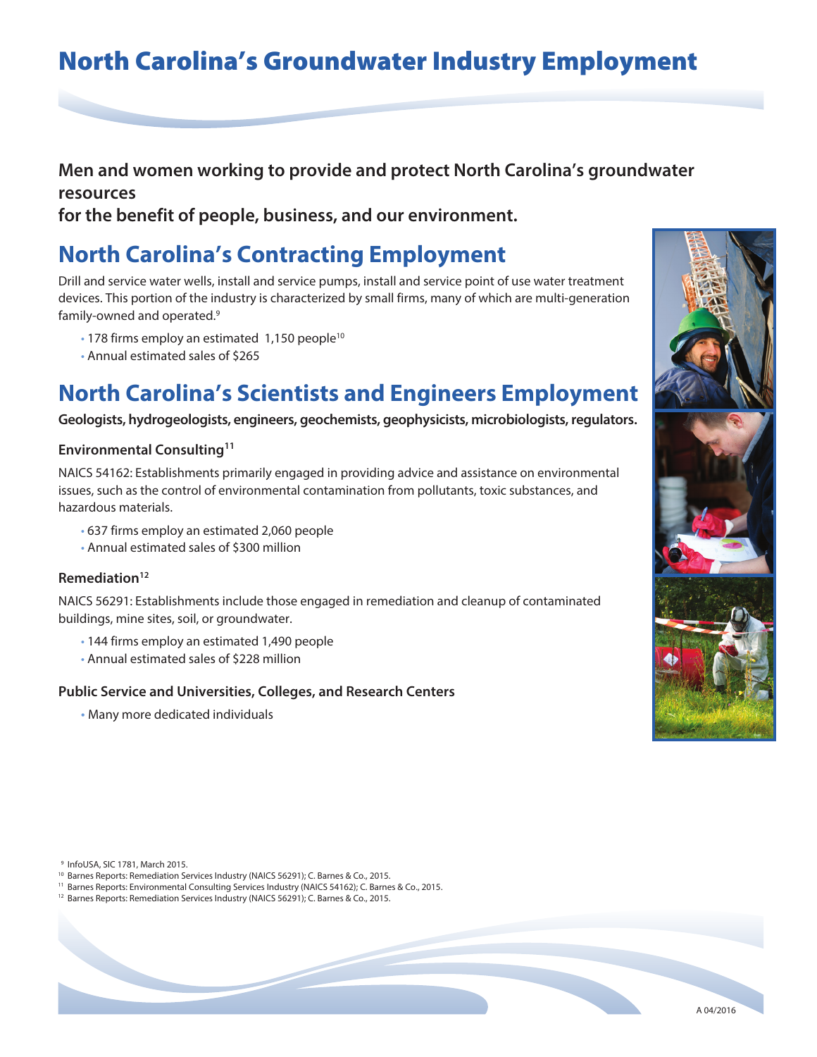# North Carolina's Groundwater Industry Employment

**Men and women working to provide and protect North Carolina's groundwater resources for the benefit of people, business, and our environment.**

## North Carolina's Contracting Employment

Drill and service water wells, install and service pumps, install and service point of use water treatment devices. This portion of the industry is characterized by small firms, many of which are multi-generation family-owned and operated.[9]

- 178 firms employ an estimated 1,150 people[10]
- Annual estimated sales of $265

## North Carolina's Scientists and Engineers Employment

**Geologists, hydrogeologists, engineers, geochemists, geophysicists, microbiologists, regulators.**

### Environmental Consulting[11]

NAICS 54162: Establishments primarily engaged in providing advice and assistance on environmental issues, such as the control of environmental contamination from pollutants, toxic substances, and hazardous materials.

- 637 firms employ an estimated 2,060 people
- Annual estimated sales of $300 million

### Remediation[12]

NAICS 56291: Establishments include those engaged in remediation and cleanup of contaminated buildings, mine sites, soil, or groundwater.

- 144 firms employ an estimated 1,490 people
- Annual estimated sales of $228 million

### Public Service and Universities, Colleges, and Research Centers

- Many more dedicated individuals

[9] InfoUSA, SIC 1781, March 2015.
[10] Barnes Reports: Remediation Services Industry (NAICS 56291); C. Barnes & Co., 2015.
[11] Barnes Reports: Environmental Consulting Services Industry (NAICS 54162); C. Barnes & Co., 2015.
[12] Barnes Reports: Remediation Services Industry (NAICS 56291); C. Barnes & Co., 2015.

A 04/2016